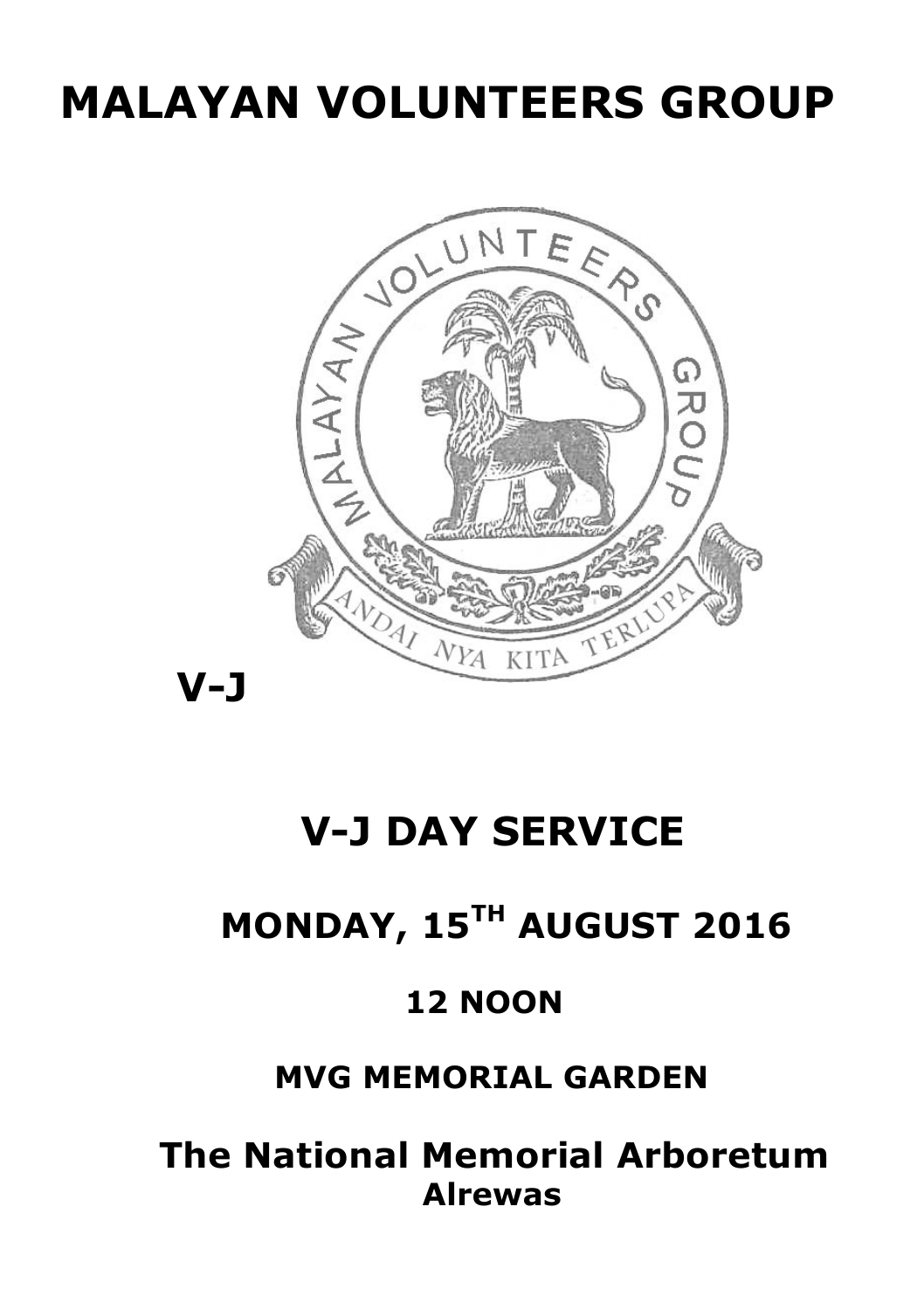# MALAYAN VOLUNTEERS GROUP

**V-J**

## V-J DAY SERVICE

## MONDAY, 15TH AUGUST 2016

### 12 NOON

### MVG MEMORIAL GARDEN

## The National Memorial Arboretum
### Alrewas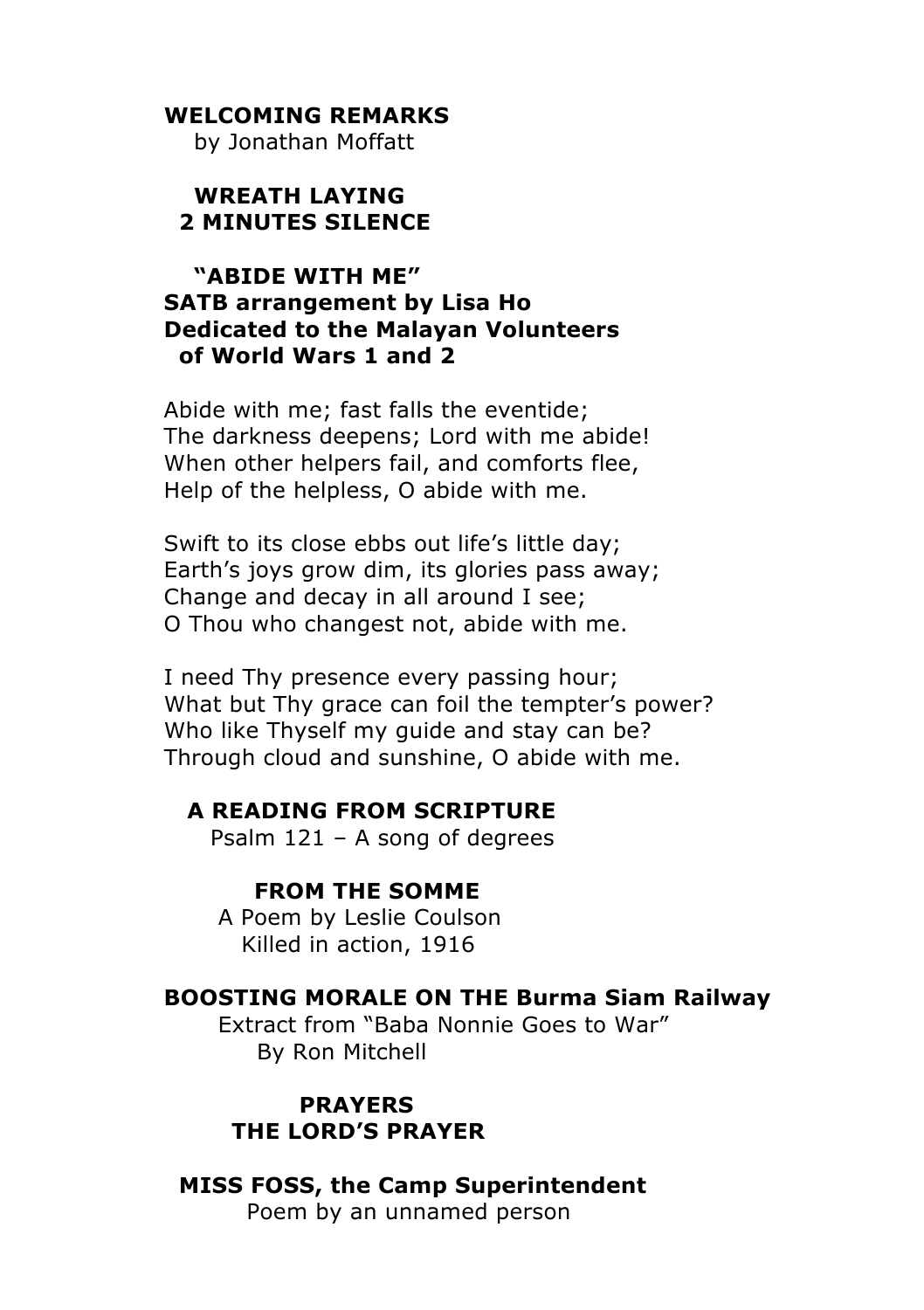**WELCOMING REMARKS**
by Jonathan Moffatt

**WREATH LAYING**
**2 MINUTES SILENCE**

**"ABIDE WITH ME"**
**SATB arrangement by Lisa Ho**
**Dedicated to the Malayan Volunteers of World Wars 1 and 2**

Abide with me; fast falls the eventide;
The darkness deepens; Lord with me abide!
When other helpers fail, and comforts flee,
Help of the helpless, O abide with me.

Swift to its close ebbs out life's little day;
Earth's joys grow dim, its glories pass away;
Change and decay in all around I see;
O Thou who changest not, abide with me.

I need Thy presence every passing hour;
What but Thy grace can foil the tempter's power?
Who like Thyself my guide and stay can be?
Through cloud and sunshine, O abide with me.

**A READING FROM SCRIPTURE**
Psalm 121 – A song of degrees

**FROM THE SOMME**
A Poem by Leslie Coulson
Killed in action, 1916

**BOOSTING MORALE ON THE Burma Siam Railway**
Extract from "Baba Nonnie Goes to War"
By Ron Mitchell

**PRAYERS**
**THE LORD'S PRAYER**

**MISS FOSS, the Camp Superintendent**
Poem by an unnamed person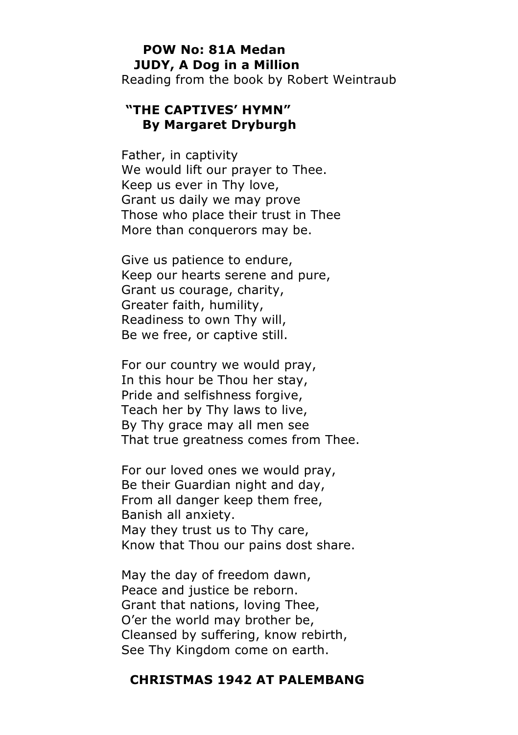**POW No: 81A Medan**
**JUDY, A Dog in a Million**

Reading from the book by Robert Weintraub

## "THE CAPTIVES' HYMN"
## By Margaret Dryburgh

Father, in captivity
We would lift our prayer to Thee.
Keep us ever in Thy love,
Grant us daily we may prove
Those who place their trust in Thee
More than conquerors may be.

Give us patience to endure,
Keep our hearts serene and pure,
Grant us courage, charity,
Greater faith, humility,
Readiness to own Thy will,
Be we free, or captive still.

For our country we would pray,
In this hour be Thou her stay,
Pride and selfishness forgive,
Teach her by Thy laws to live,
By Thy grace may all men see
That true greatness comes from Thee.

For our loved ones we would pray,
Be their Guardian night and day,
From all danger keep them free,
Banish all anxiety.
May they trust us to Thy care,
Know that Thou our pains dost share.

May the day of freedom dawn,
Peace and justice be reborn.
Grant that nations, loving Thee,
O'er the world may brother be,
Cleansed by suffering, know rebirth,
See Thy Kingdom come on earth.

**CHRISTMAS 1942 AT PALEMBANG**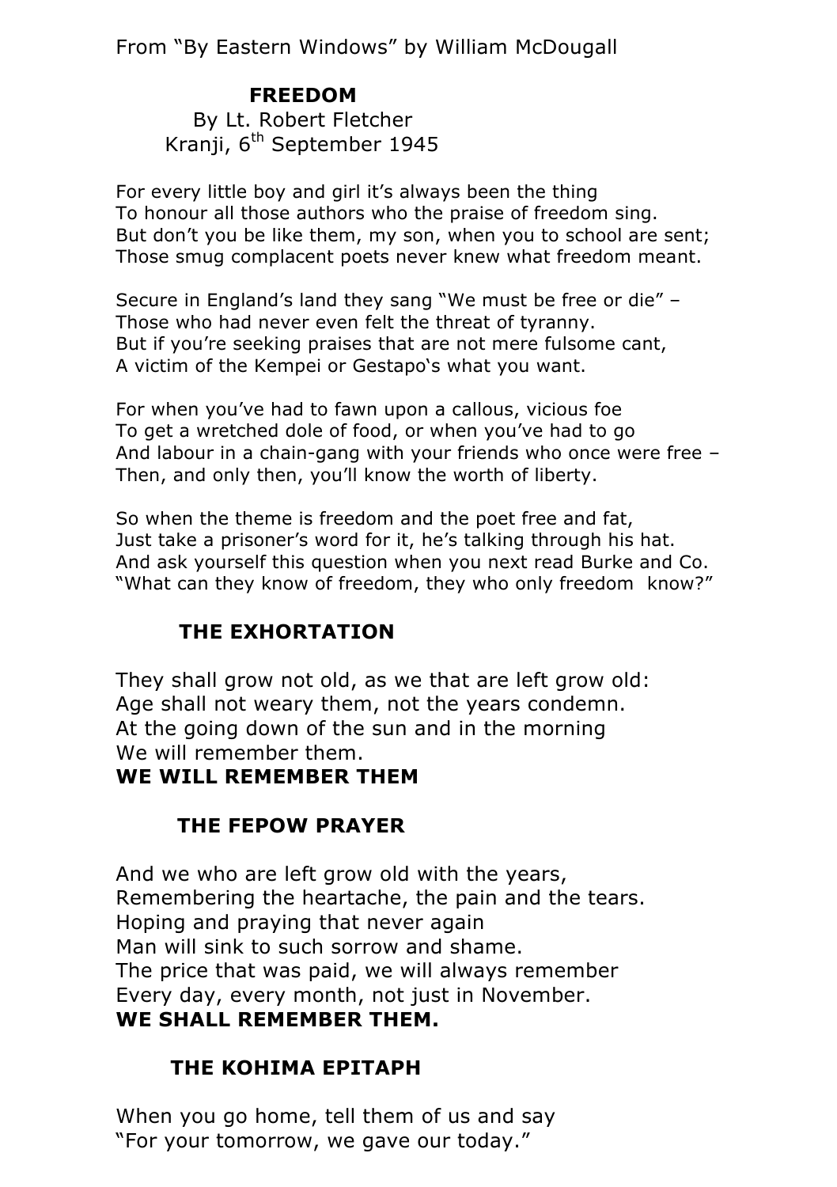From "By Eastern Windows" by William McDougall

## FREEDOM

By Lt. Robert Fletcher
Kranji, 6th September 1945

For every little boy and girl it's always been the thing
To honour all those authors who the praise of freedom sing.
But don't you be like them, my son, when you to school are sent;
Those smug complacent poets never knew what freedom meant.

Secure in England's land they sang "We must be free or die" –
Those who had never even felt the threat of tyranny.
But if you're seeking praises that are not mere fulsome cant,
A victim of the Kempei or Gestapo's what you want.

For when you've had to fawn upon a callous, vicious foe
To get a wretched dole of food, or when you've had to go
And labour in a chain-gang with your friends who once were free –
Then, and only then, you'll know the worth of liberty.

So when the theme is freedom and the poet free and fat,
Just take a prisoner's word for it, he's talking through his hat.
And ask yourself this question when you next read Burke and Co.
"What can they know of freedom, they who only freedom know?"

## THE EXHORTATION

They shall grow not old, as we that are left grow old:
Age shall not weary them, not the years condemn.
At the going down of the sun and in the morning
We will remember them.
**WE WILL REMEMBER THEM**

## THE FEPOW PRAYER

And we who are left grow old with the years,
Remembering the heartache, the pain and the tears.
Hoping and praying that never again
Man will sink to such sorrow and shame.
The price that was paid, we will always remember
Every day, every month, not just in November.
**WE SHALL REMEMBER THEM.**

## THE KOHIMA EPITAPH

When you go home, tell them of us and say
"For your tomorrow, we gave our today."